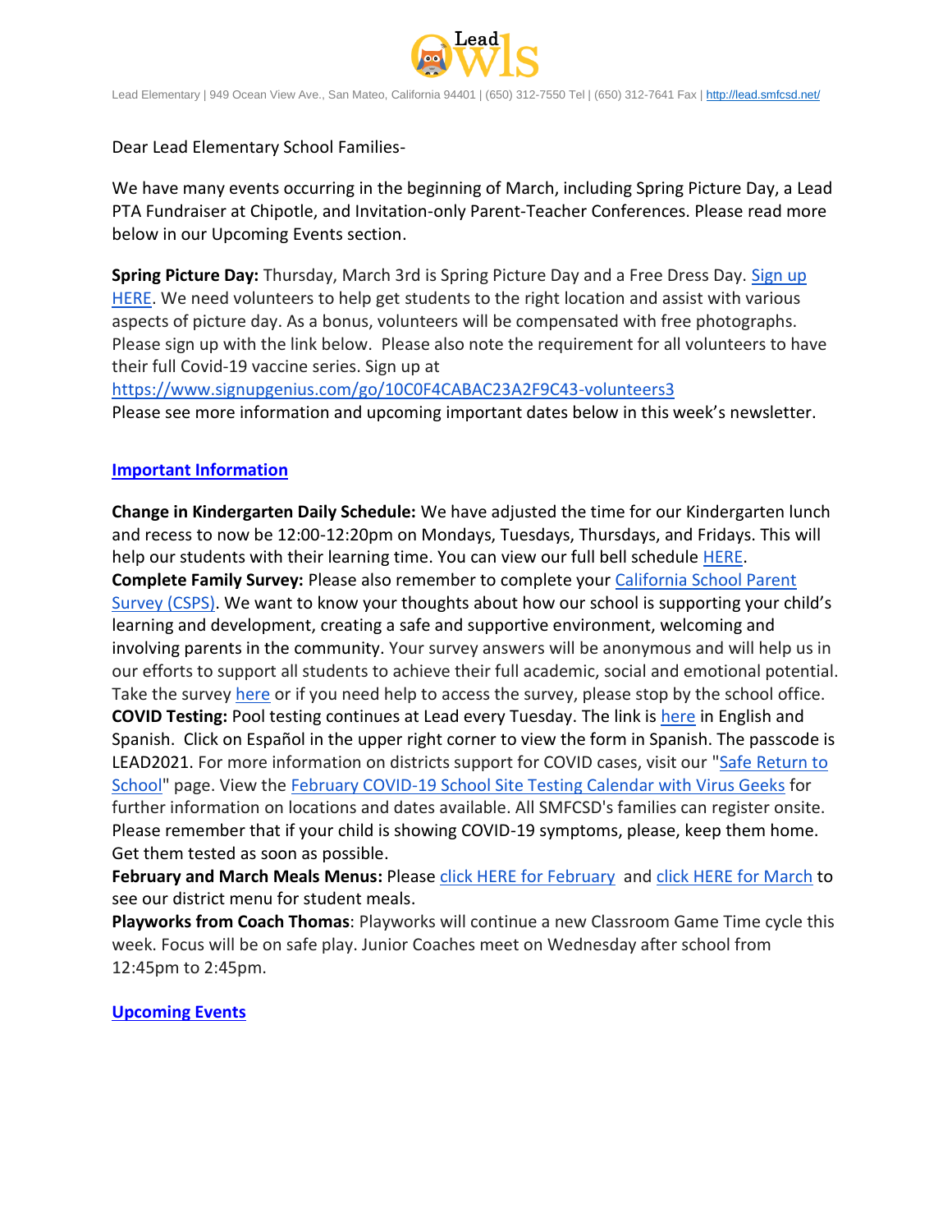Lead Owls

Lead Elementary | 949 Ocean View Ave., San Mateo, California 94401 | (650) 312-7550 Tel | (650) 312-7641 Fax | http://lead.smfcsd.net/

Dear Lead Elementary School Families-

We have many events occurring in the beginning of March, including Spring Picture Day, a Lead PTA Fundraiser at Chipotle, and Invitation-only Parent-Teacher Conferences. Please read more below in our Upcoming Events section.

**Spring Picture Day:** Thursday, March 3rd is Spring Picture Day and a Free Dress Day. Sign up HERE. We need volunteers to help get students to the right location and assist with various aspects of picture day. As a bonus, volunteers will be compensated with free photographs. Please sign up with the link below. Please also note the requirement for all volunteers to have their full Covid-19 vaccine series. Sign up at
https://www.signupgenius.com/go/10C0F4CABAC23A2F9C43-volunteers3
Please see more information and upcoming important dates below in this week's newsletter.

## Important Information

**Change in Kindergarten Daily Schedule:** We have adjusted the time for our Kindergarten lunch and recess to now be 12:00-12:20pm on Mondays, Tuesdays, Thursdays, and Fridays. This will help our students with their learning time. You can view our full bell schedule HERE.
**Complete Family Survey:** Please also remember to complete your California School Parent Survey (CSPS). We want to know your thoughts about how our school is supporting your child's learning and development, creating a safe and supportive environment, welcoming and involving parents in the community. Your survey answers will be anonymous and will help us in our efforts to support all students to achieve their full academic, social and emotional potential. Take the survey here or if you need help to access the survey, please stop by the school office.
**COVID Testing:** Pool testing continues at Lead every Tuesday. The link is here in English and Spanish. Click on Español in the upper right corner to view the form in Spanish. The passcode is LEAD2021. For more information on districts support for COVID cases, visit our "Safe Return to School" page. View the February COVID-19 School Site Testing Calendar with Virus Geeks for further information on locations and dates available. All SMFCSD's families can register onsite. Please remember that if your child is showing COVID-19 symptoms, please, keep them home. Get them tested as soon as possible.
**February and March Meals Menus:** Please click HERE for February and click HERE for March to see our district menu for student meals.
**Playworks from Coach Thomas**: Playworks will continue a new Classroom Game Time cycle this week. Focus will be on safe play. Junior Coaches meet on Wednesday after school from 12:45pm to 2:45pm.

## Upcoming Events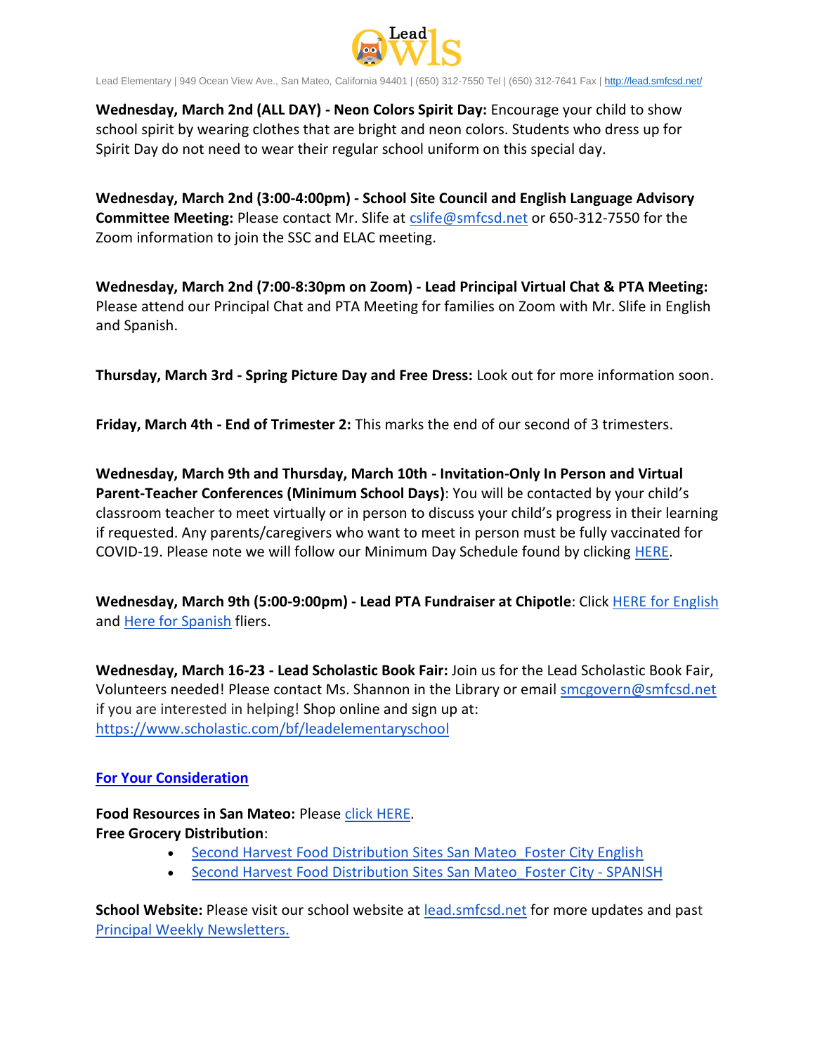**Wednesday, March 2nd (ALL DAY) - Neon Colors Spirit Day:** Encourage your child to show school spirit by wearing clothes that are bright and neon colors. Students who dress up for Spirit Day do not need to wear their regular school uniform on this special day.

**Wednesday, March 2nd (3:00-4:00pm) - School Site Council and English Language Advisory Committee Meeting:** Please contact Mr. Slife at cslife@smfcsd.net or 650-312-7550 for the Zoom information to join the SSC and ELAC meeting.

**Wednesday, March 2nd (7:00-8:30pm on Zoom) - Lead Principal Virtual Chat & PTA Meeting:** Please attend our Principal Chat and PTA Meeting for families on Zoom with Mr. Slife in English and Spanish.

**Thursday, March 3rd - Spring Picture Day and Free Dress:** Look out for more information soon.

**Friday, March 4th - End of Trimester 2:** This marks the end of our second of 3 trimesters.

**Wednesday, March 9th and Thursday, March 10th - Invitation-Only In Person and Virtual Parent-Teacher Conferences (Minimum School Days)**: You will be contacted by your child's classroom teacher to meet virtually or in person to discuss your child's progress in their learning if requested. Any parents/caregivers who want to meet in person must be fully vaccinated for COVID-19. Please note we will follow our Minimum Day Schedule found by clicking HERE.

**Wednesday, March 9th (5:00-9:00pm) - Lead PTA Fundraiser at Chipotle**: Click HERE for English and Here for Spanish fliers.

**Wednesday, March 16-23 - Lead Scholastic Book Fair:** Join us for the Lead Scholastic Book Fair, Volunteers needed! Please contact Ms. Shannon in the Library or email smcgovern@smfcsd.net if you are interested in helping! Shop online and sign up at: https://www.scholastic.com/bf/leadelementaryschool

## For Your Consideration

**Food Resources in San Mateo:** Please click HERE.
**Free Grocery Distribution**:

- Second Harvest Food Distribution Sites San Mateo_Foster City English
- Second Harvest Food Distribution Sites San Mateo_Foster City - SPANISH

**School Website:** Please visit our school website at lead.smfcsd.net for more updates and past Principal Weekly Newsletters.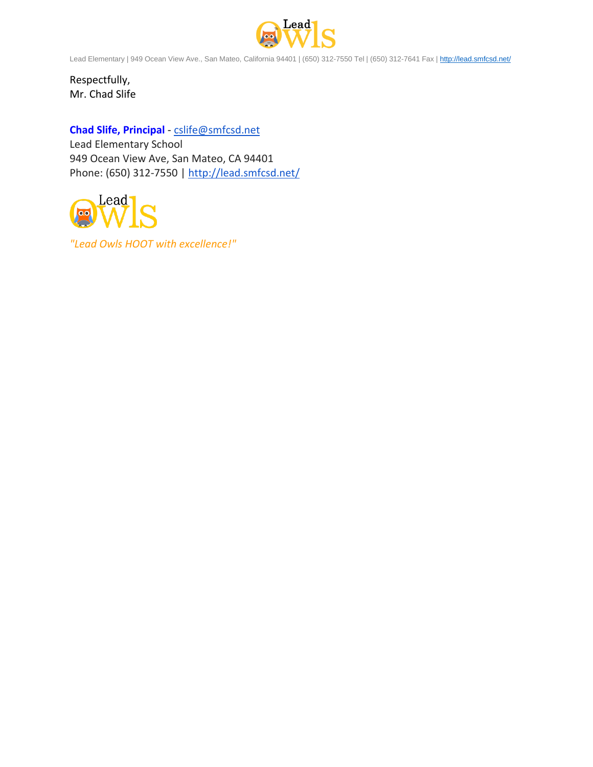Respectfully,
Mr. Chad Slife

**Chad Slife, Principal** - cslife@smfcsd.net
Lead Elementary School
949 Ocean View Ave, San Mateo, CA 94401
Phone: (650) 312-7550 | http://lead.smfcsd.net/

*"Lead Owls HOOT with excellence!"*